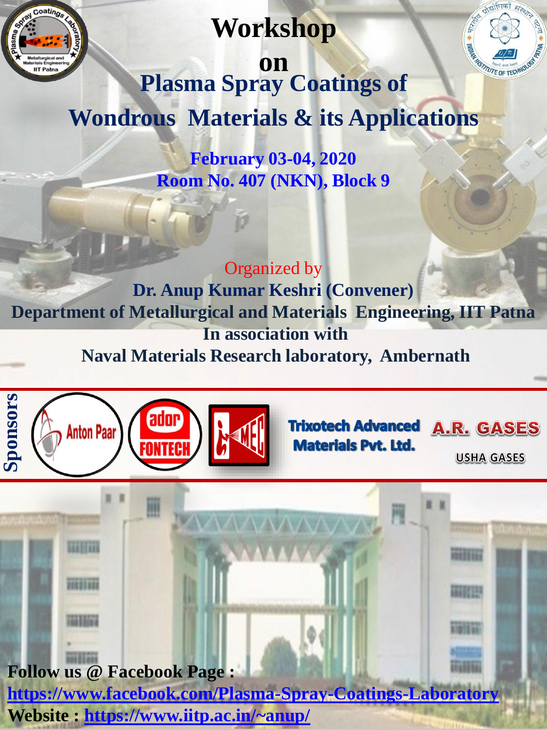# Workshop on Plasma Spray Coatings of Wondrous Materials & its Applications

**February 03-04, 2020**
**Room No. 407 (NKN), Block 9**

Organized by

**Dr. Anup Kumar Keshri (Convener)**
**Department of Metallurgical and Materials Engineering, IIT Patna**
**In association with**
**Naval Materials Research laboratory, Ambernath**

**Sponsors**

Anton Paar

ador FONTECH

MEC

Trixotech Advanced Materials Pvt. Ltd.

A.R. GASES
USHA GASES

**Follow us @ Facebook Page :**
**https://www.facebook.com/Plasma-Spray-Coatings-Laboratory**
**Website : https://www.iitp.ac.in/~anup/**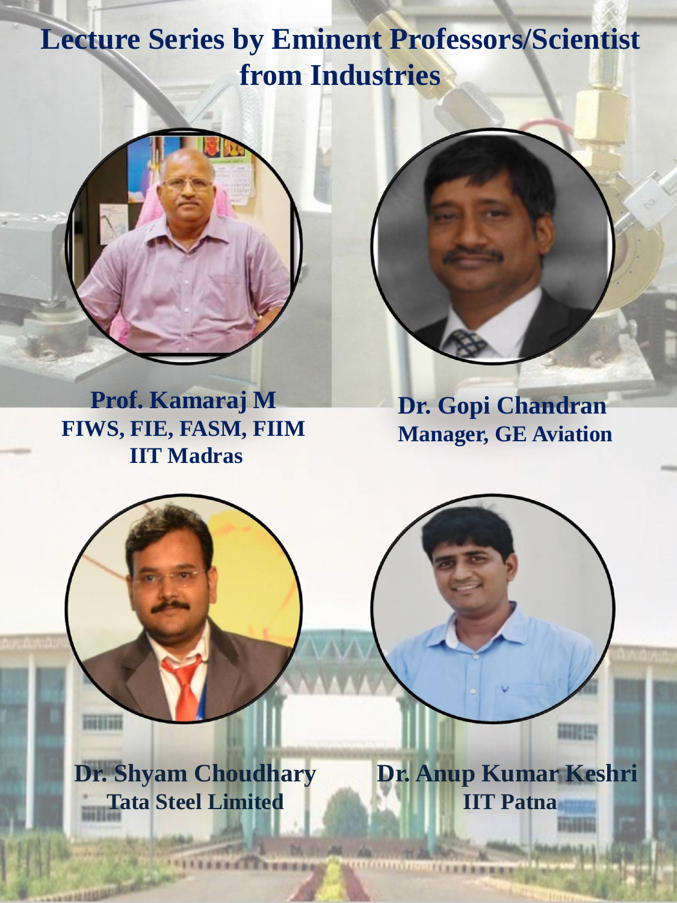# Lecture Series by Eminent Professors/Scientist from Industries

**Prof. Kamaraj M**
**FIWS, FIE, FASM, FIIM**
**IIT Madras**

**Dr. Gopi Chandran**
**Manager, GE Aviation**

**Dr. Shyam Choudhary**
**Tata Steel Limited**

**Dr. Anup Kumar Keshri**
**IIT Patna**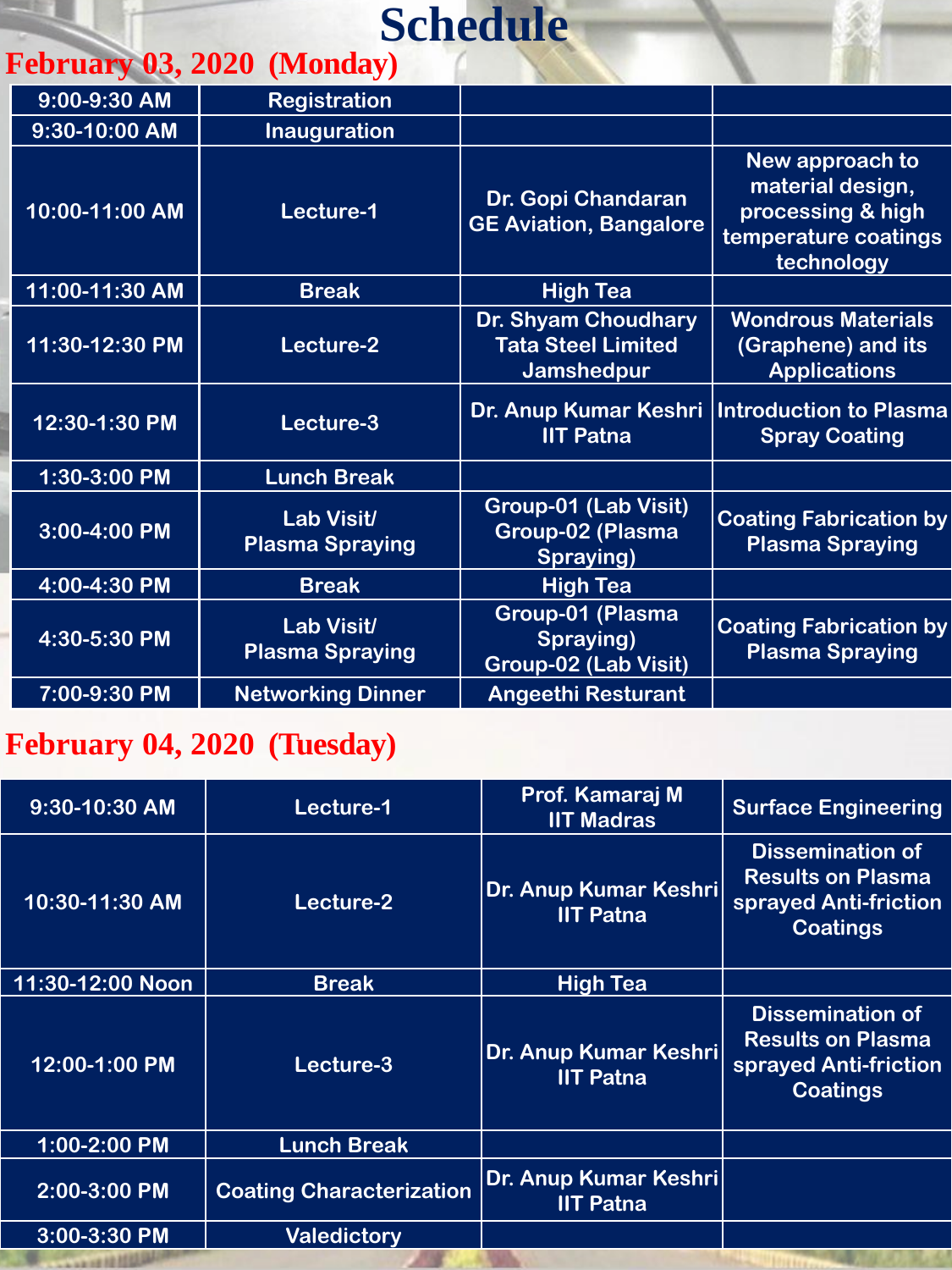# Schedule

## February 03, 2020 (Monday)

| | | | |
|---|---|---|---|
| 9:00-9:30 AM | Registration | | |
| 9:30-10:00 AM | Inauguration | | |
| 10:00-11:00 AM | Lecture-1 | Dr. Gopi Chandaran GE Aviation, Bangalore | New approach to material design, processing & high temperature coatings technology |
| 11:00-11:30 AM | Break | High Tea | |
| 11:30-12:30 PM | Lecture-2 | Dr. Shyam Choudhary Tata Steel Limited Jamshedpur | Wondrous Materials (Graphene) and its Applications |
| 12:30-1:30 PM | Lecture-3 | Dr. Anup Kumar Keshri IIT Patna | Introduction to Plasma Spray Coating |
| 1:30-3:00 PM | Lunch Break | | |
| 3:00-4:00 PM | Lab Visit/ Plasma Spraying | Group-01 (Lab Visit) Group-02 (Plasma Spraying) | Coating Fabrication by Plasma Spraying |
| 4:00-4:30 PM | Break | High Tea | |
| 4:30-5:30 PM | Lab Visit/ Plasma Spraying | Group-01 (Plasma Spraying) Group-02 (Lab Visit) | Coating Fabrication by Plasma Spraying |
| 7:00-9:30 PM | Networking Dinner | Angeethi Resturant | |

## February 04, 2020 (Tuesday)

| | | | |
|---|---|---|---|
| 9:30-10:30 AM | Lecture-1 | Prof. Kamaraj M IIT Madras | Surface Engineering |
| 10:30-11:30 AM | Lecture-2 | Dr. Anup Kumar Keshri IIT Patna | Dissemination of Results on Plasma sprayed Anti-friction Coatings |
| 11:30-12:00 Noon | Break | High Tea | |
| 12:00-1:00 PM | Lecture-3 | Dr. Anup Kumar Keshri IIT Patna | Dissemination of Results on Plasma sprayed Anti-friction Coatings |
| 1:00-2:00 PM | Lunch Break | | |
| 2:00-3:00 PM | Coating Characterization | Dr. Anup Kumar Keshri IIT Patna | |
| 3:00-3:30 PM | Valedictory | | |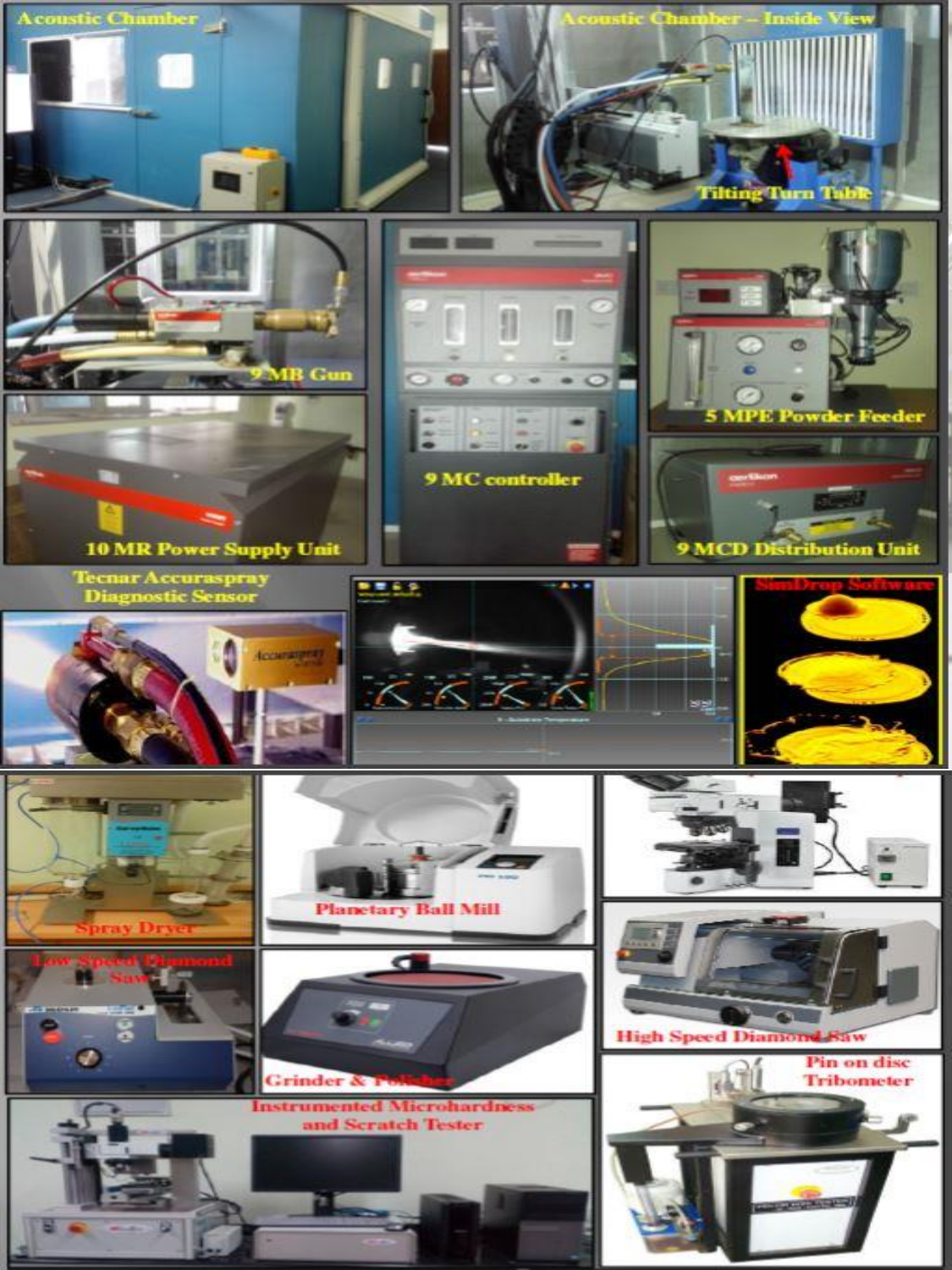Acoustic Chamber

Acoustic Chamber – Inside View

Tilting Turn Table

9 MB Gun

9 MC controller

5 MPE Powder Feeder

10 MR Power Supply Unit

9 MCD Distribution Unit

Tecnar Accuraspray Diagnostic Sensor

SimDrop Software

Spray Dryer

Planetary Ball Mill

Low Speed Diamond Saw

Grinder & Polisher

High Speed Diamond Saw

Pin on disc Tribometer

Instrumented Microhardness and Scratch Tester